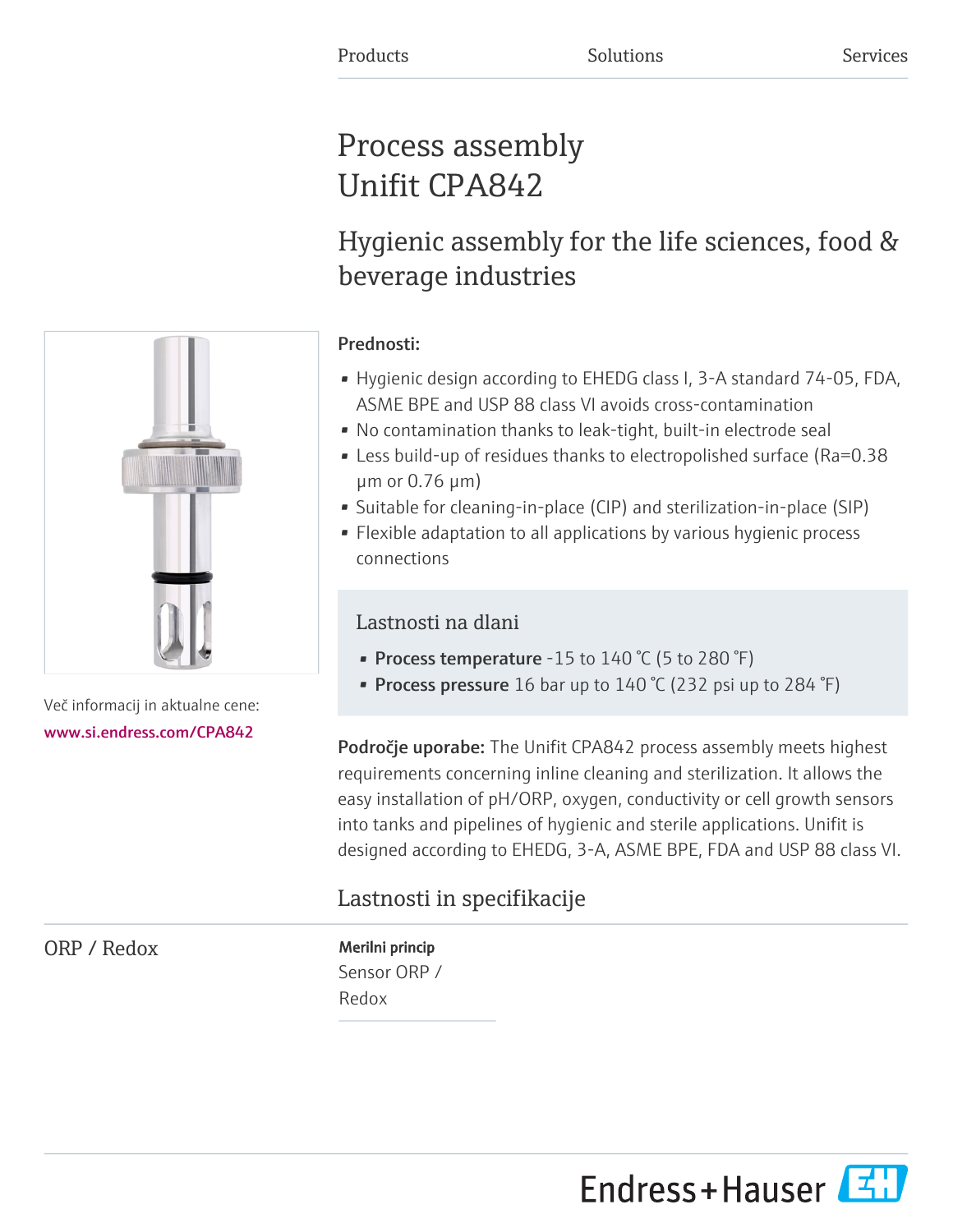Products | Solutions | Services

# Process assembly Unifit CPA842

## Hygienic assembly for the life sciences, food & beverage industries

Prednosti:

- Hygienic design according to EHEDG class I, 3-A standard 74-05, FDA, ASME BPE and USP 88 class VI avoids cross-contamination
- No contamination thanks to leak-tight, built-in electrode seal
- Less build-up of residues thanks to electropolished surface (Ra=0.38 µm or 0.76 µm)
- Suitable for cleaning-in-place (CIP) and sterilization-in-place (SIP)
- Flexible adaptation to all applications by various hygienic process connections

### Lastnosti na dlani

- **Process temperature** -15 to 140 °C (5 to 280 °F)
- **Process pressure** 16 bar up to 140 °C (232 psi up to 284 °F)

Več informacij in aktualne cene:
www.si.endress.com/CPA842

**Področje uporabe:** The Unifit CPA842 process assembly meets highest requirements concerning inline cleaning and sterilization. It allows the easy installation of pH/ORP, oxygen, conductivity or cell growth sensors into tanks and pipelines of hygienic and sterile applications. Unifit is designed according to EHEDG, 3-A, ASME BPE, FDA and USP 88 class VI.

## Lastnosti in specifikacije

ORP / Redox

**Merilni princip**
Sensor ORP / Redox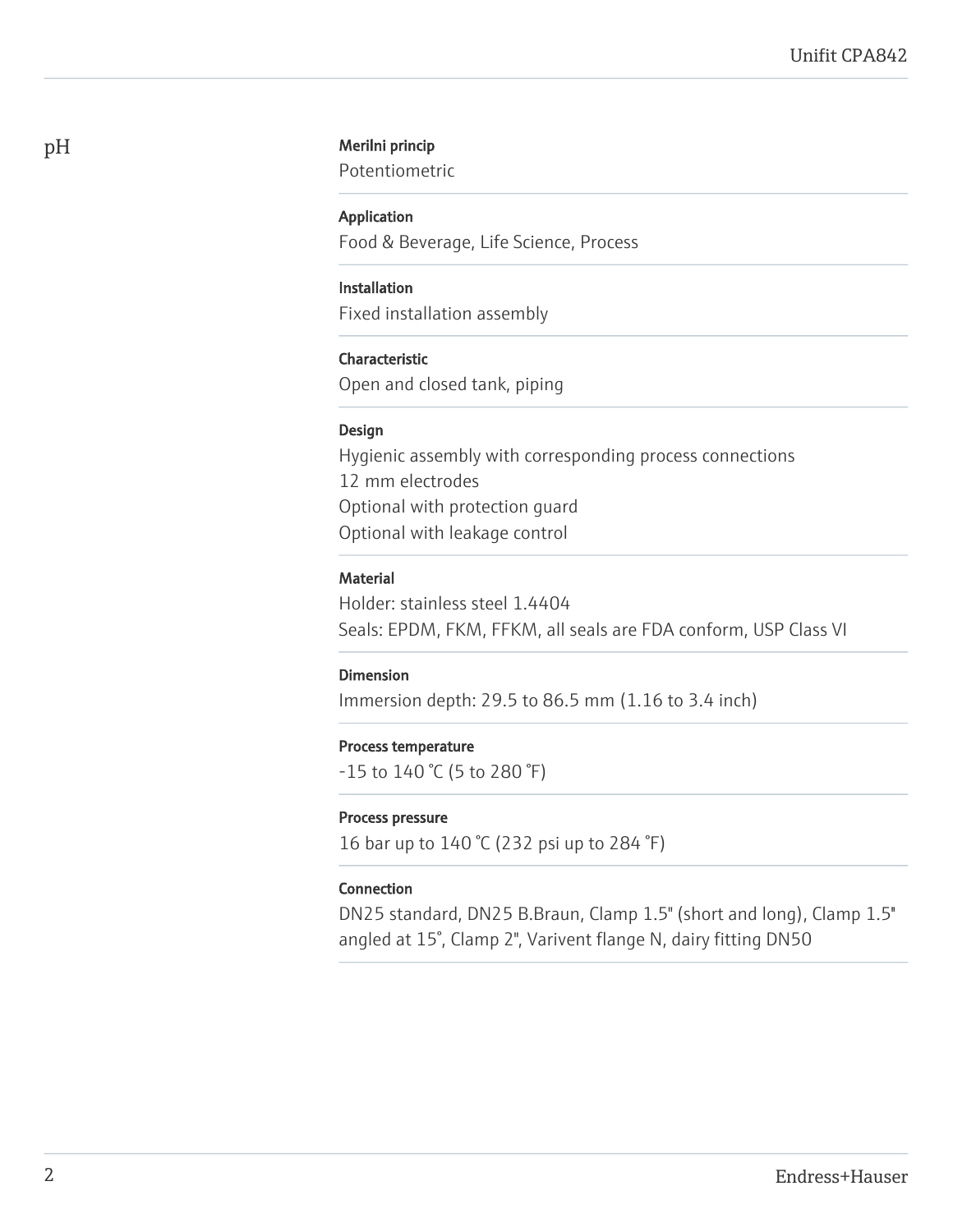## pH

**Merilni princip**

Potentiometric

**Application**

Food & Beverage, Life Science, Process

**Installation**

Fixed installation assembly

**Characteristic**

Open and closed tank, piping

**Design**

Hygienic assembly with corresponding process connections
12 mm electrodes
Optional with protection guard
Optional with leakage control

**Material**

Holder: stainless steel 1.4404
Seals: EPDM, FKM, FFKM, all seals are FDA conform, USP Class VI

**Dimension**

Immersion depth: 29.5 to 86.5 mm (1.16 to 3.4 inch)

**Process temperature**

-15 to 140 °C (5 to 280 °F)

**Process pressure**

16 bar up to 140 °C (232 psi up to 284 °F)

**Connection**

DN25 standard, DN25 B.Braun, Clamp 1.5" (short and long), Clamp 1.5" angled at 15°, Clamp 2", Varivent flange N, dairy fitting DN50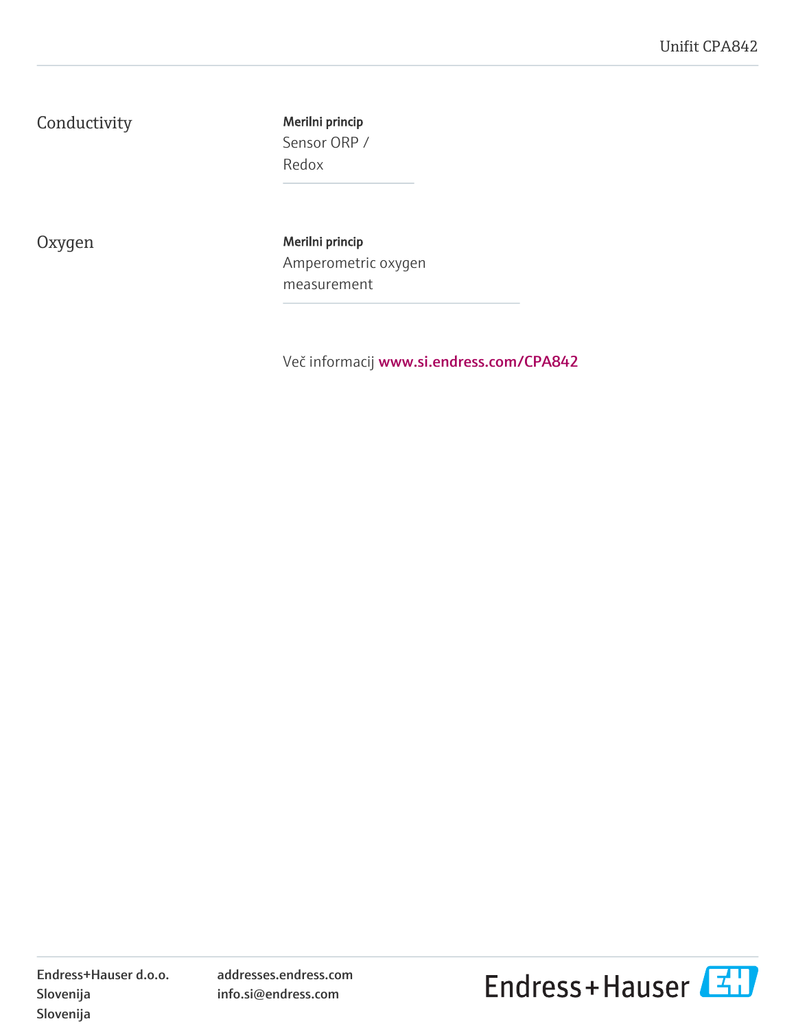## Conductivity

**Merilni princip**

Sensor ORP / Redox

## Oxygen

**Merilni princip**

Amperometric oxygen measurement

Več informacij **www.si.endress.com/CPA842**

Endress+Hauser d.o.o.
Slovenija
Slovenija

addresses.endress.com
info.si@endress.com

Endress+Hauser